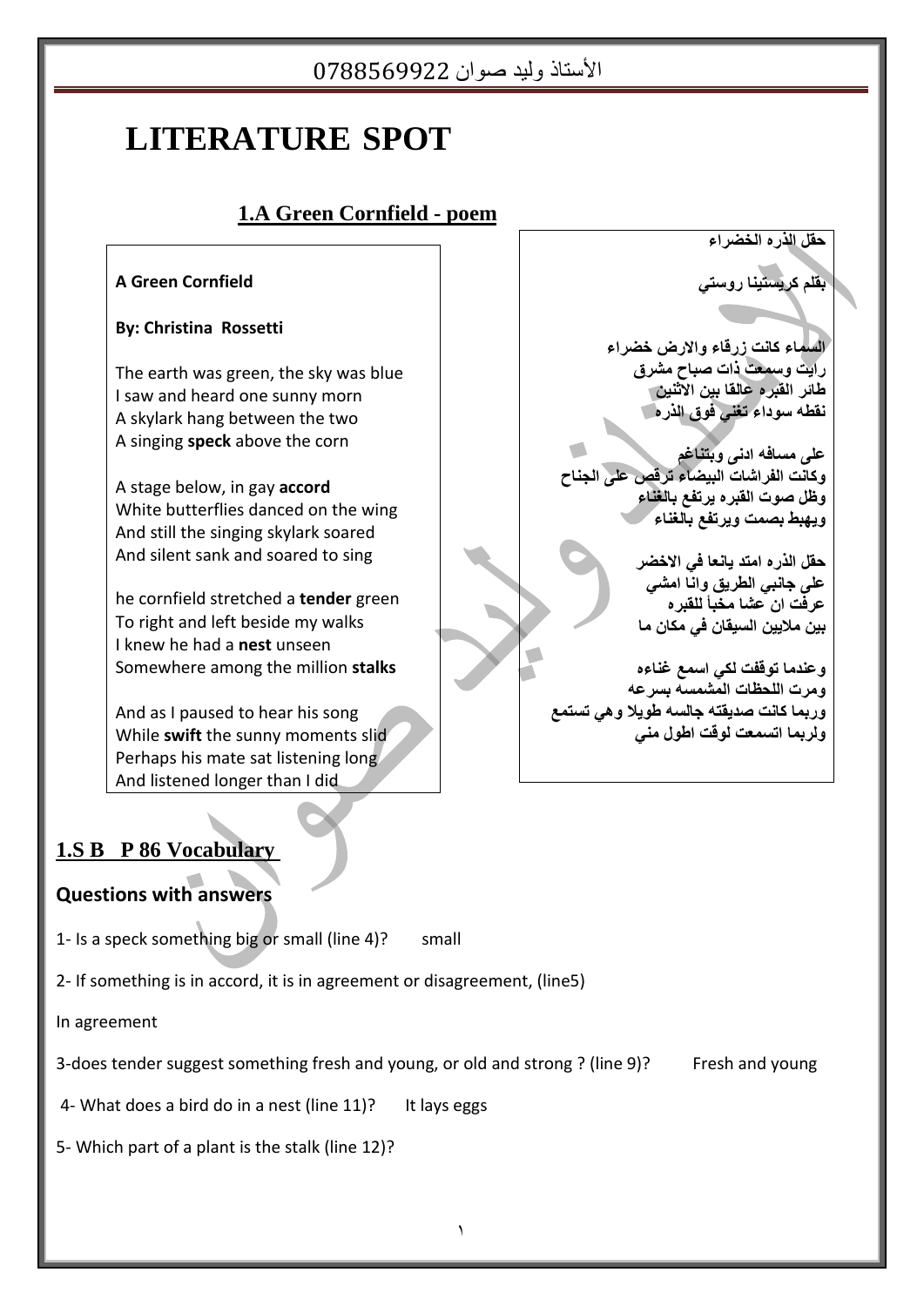الأستاذ وليد صوان 0788569922

# LITERATURE SPOT

## 1.A Green Cornfield - poem

**A Green Cornfield**

**By: Christina Rossetti**

The earth was green, the sky was blue
I saw and heard one sunny morn
A skylark hang between the two
A singing **speck** above the corn

A stage below, in gay **accord**
White butterflies danced on the wing
And still the singing skylark soared
And silent sank and soared to sing

he cornfield stretched a **tender** green
To right and left beside my walks
I knew he had a **nest** unseen
Somewhere among the million **stalks**

And as I paused to hear his song
While **swift** the sunny moments slid
Perhaps his mate sat listening long
And listened longer than I did

**حقل الذره الخضراء**

**بقلم كريستينا روستي**

**السماء كانت زرقاء والارض خضراء**
**رايت وسمعت ذات صباح مشرق**
**طائر القبره عالقا بين الاثنين**
**نقطه سوداء تغني فوق الذره**

**على مسافه ادنى وبتناغم**
**وكانت الفراشات البيضاء ترقص على الجناح**
**وظل صوت القبره يرتفع بالغناء**
**ويهبط بصمت ويرتفع بالغناء**

**حقل الذره امتد يانعا في الاخضر**
**على جانبي الطريق وانا امشي**
**عرفت ان عشا مخبأ للقبره**
**بين ملايين السيقان في مكان ما**

**وعندما توقفت لكي اسمع غناءه**
**ومرت اللحظات المشمسه بسرعه**
**وربما كانت صديقته جالسه طويلا وهي تستمع**
**ولربما استمعت لوقت اطول مني**

## 1.S B P 86 Vocabulary

### Questions with answers

1- Is a speck something big or small (line 4)? small

2- If something is in accord, it is in agreement or disagreement, (line5)

In agreement

3-does tender suggest something fresh and young, or old and strong ? (line 9)? Fresh and young

4- What does a bird do in a nest (line 11)? It lays eggs

5- Which part of a plant is the stalk (line 12)?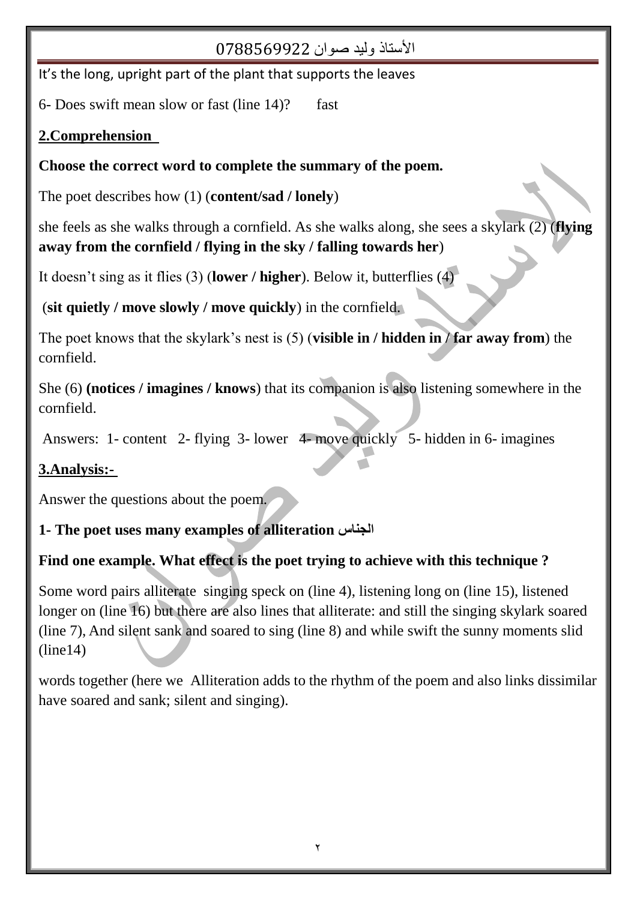It's the long, upright part of the plant that supports the leaves

6- Does swift mean slow or fast (line 14)?     fast

**2.Comprehension**

**Choose the correct word to complete the summary of the poem.**

The poet describes how (1) (**content/sad / lonely**)

she feels as she walks through a cornfield. As she walks along, she sees a skylark (2) (**flying away from the cornfield / flying in the sky / falling towards her**)

It doesn't sing as it flies (3) (**lower / higher**). Below it, butterflies (4)

(**sit quietly / move slowly / move quickly**) in the cornfield.

The poet knows that the skylark's nest is (5) (**visible in / hidden in / far away from**) the cornfield.

She (6) **(notices / imagines / knows**) that its companion is also listening somewhere in the cornfield.

Answers: 1- content  2- flying  3- lower  4- move quickly  5- hidden in 6- imagines

**3.Analysis:-**

Answer the questions about the poem.

**1- The poet uses many examples of alliteration الجناس**

**Find one example. What effect is the poet trying to achieve with this technique ?**

Some word pairs alliterate singing speck on (line 4), listening long on (line 15), listened longer on (line 16) but there are also lines that alliterate: and still the singing skylark soared (line 7), And silent sank and soared to sing (line 8) and while swift the sunny moments slid (line14)

words together (here we Alliteration adds to the rhythm of the poem and also links dissimilar have soared and sank; silent and singing).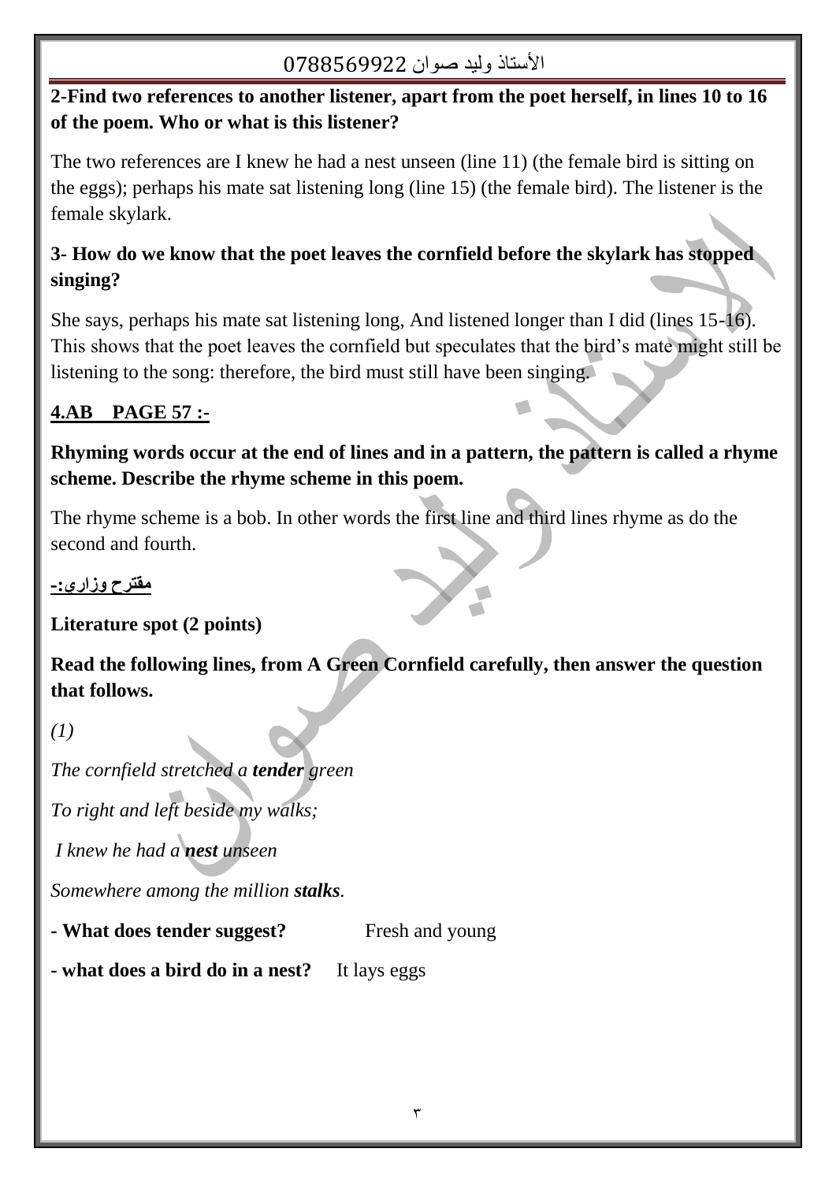**2-Find two references to another listener, apart from the poet herself, in lines 10 to 16 of the poem. Who or what is this listener?**

The two references are I knew he had a nest unseen (line 11) (the female bird is sitting on the eggs); perhaps his mate sat listening long (line 15) (the female bird). The listener is the female skylark.

**3- How do we know that the poet leaves the cornfield before the skylark has stopped singing?**

She says, perhaps his mate sat listening long, And listened longer than I did (lines 15-16). This shows that the poet leaves the cornfield but speculates that the bird's mate might still be listening to the song: therefore, the bird must still have been singing.

**4.AB PAGE 57 :-**

**Rhyming words occur at the end of lines and in a pattern, the pattern is called a rhyme scheme. Describe the rhyme scheme in this poem.**

The rhyme scheme is a bob. In other words the first line and third lines rhyme as do the second and fourth.

**مقترح وزاري:-**

**Literature spot (2 points)**

**Read the following lines, from A Green Cornfield carefully, then answer the question that follows.**

*(1)*

*The cornfield stretched a **tender** green*

*To right and left beside my walks;*

*I knew he had a **nest** unseen*

*Somewhere among the million **stalks**.*

**- What does tender suggest?** Fresh and young

**- what does a bird do in a nest?** It lays eggs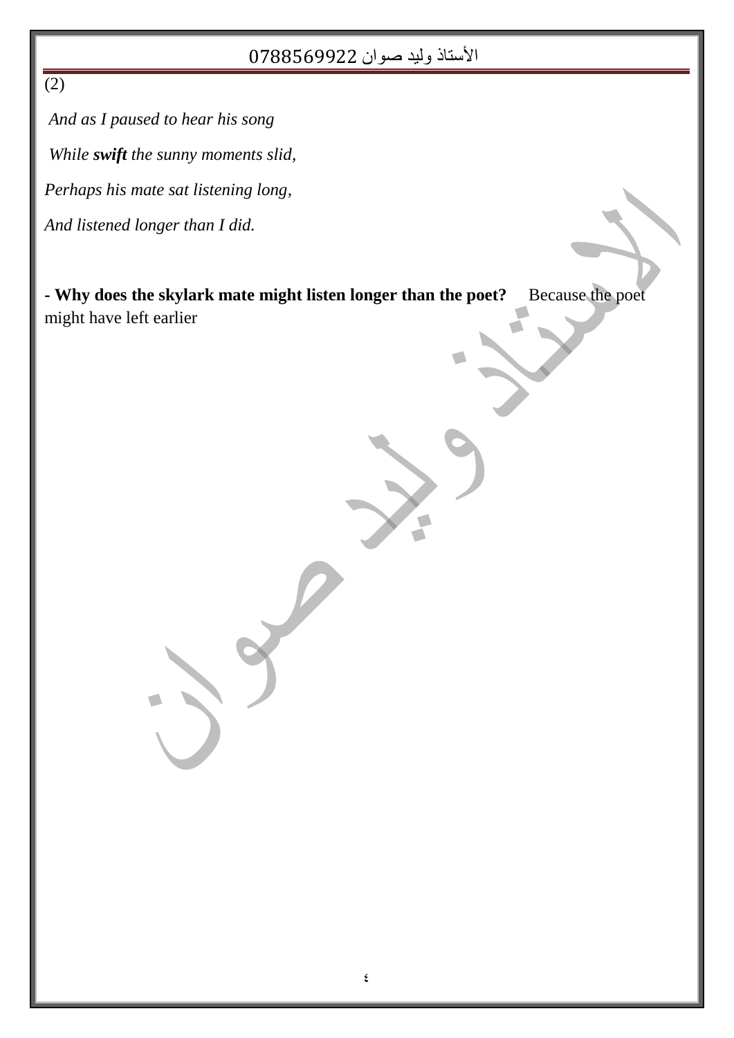(2)

*And as I paused to hear his song*

*While **swift** the sunny moments slid,*

*Perhaps his mate sat listening long,*

*And listened longer than I did.*

**- Why does the skylark mate might listen longer than the poet?** Because the poet might have left earlier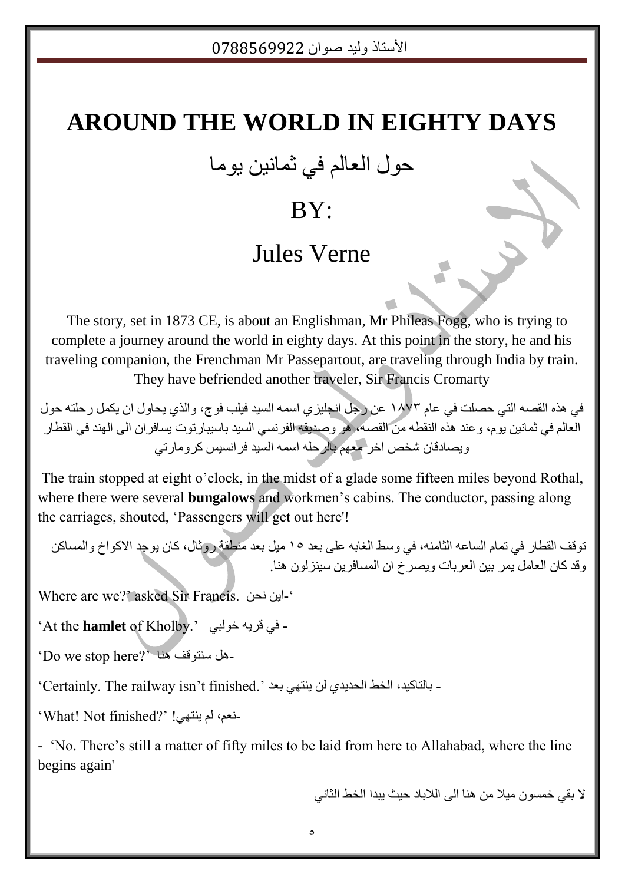# AROUND THE WORLD IN EIGHTY DAYS

## حول العالم في ثمانين يوما

## BY:

## Jules Verne

The story, set in 1873 CE, is about an Englishman, Mr Phileas Fogg, who is trying to complete a journey around the world in eighty days. At this point in the story, he and his traveling companion, the Frenchman Mr Passepartout, are traveling through India by train. They have befriended another traveler, Sir Francis Cromarty

في هذه القصه التي حصلت في عام ١٨٧٣ عن رجل انجليزي اسمه السيد فيلب فوج، والذي يحاول ان يكمل رحلته حول العالم في ثمانين يوم، وعند هذه النقطه من القصه، هو وصديقه الفرنسي السيد باسيبارتوت يسافران الى الهند في القطار ويصادقان شخص اخر معهم بالرحله اسمه السيد فرانسيس كرومارتي

The train stopped at eight o'clock, in the midst of a glade some fifteen miles beyond Rothal, where there were several **bungalows** and workmen's cabins. The conductor, passing along the carriages, shouted, 'Passengers will get out here'!

توقف القطار في تمام الساعه الثامنه، في وسط الغابه على بعد ١٥ ميل بعد منطقة روثال، كان يوجد الاكواخ والمساكن وقد كان العامل يمر بين العربات ويصرخ ان المسافرين سينزلون هنا.

Where are we?' asked Sir Francis. ‘-اين نحن

'At the **hamlet** of Kholby.' - في قريه خولبي

'Do we stop here?' -هل سنتوقف هنا

'Certainly. The railway isn't finished.' - بالتاكيد، الخط الحديدي لن ينتهي بعد

'What! Not finished?' -نعم، لم ينتهي!

- 'No. There's still a matter of fifty miles to be laid from here to Allahabad, where the line begins again'

لا بقي خمسون ميلا من هنا الى اللاباد حيث يبدا الخط الثاني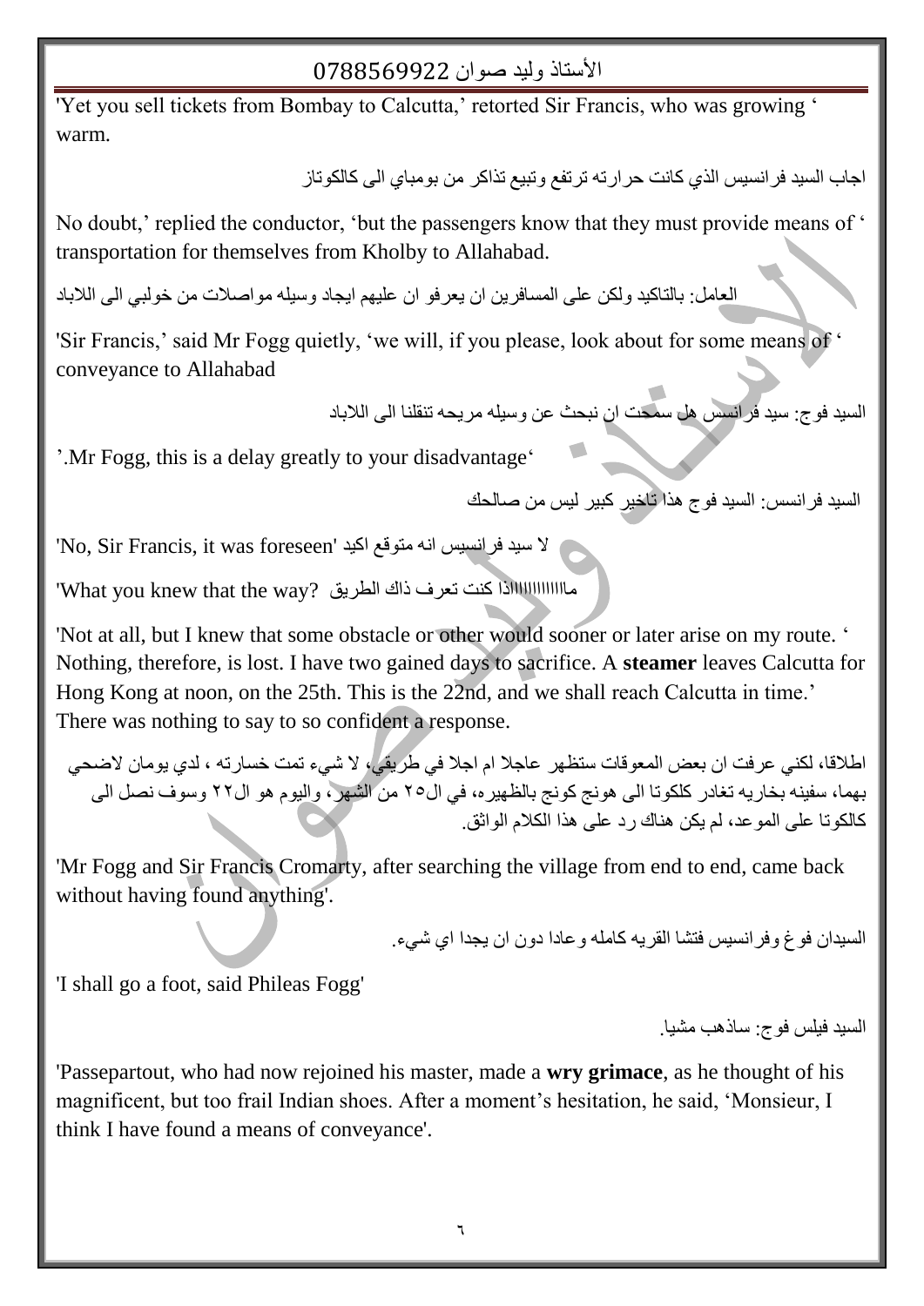'Yet you sell tickets from Bombay to Calcutta,' retorted Sir Francis, who was growing ' warm.

اجاب السيد فرانسيس الذي كانت حرارته ترتفع وتبيع تذاكر من بومباي الى كالكوتاز

No doubt,' replied the conductor, 'but the passengers know that they must provide means of ' transportation for themselves from Kholby to Allahabad.

العامل: بالتاكيد ولكن على المسافرين ان يعرفو ان عليهم ايجاد وسيله مواصلات من خولبي الى اللاباد

'Sir Francis,' said Mr Fogg quietly, 'we will, if you please, look about for some means of ' conveyance to Allahabad

السيد فوج: سيد فرانسس هل سمحت ان نبحث عن وسيله مريحه تنقلنا الى اللاباد

'.Mr Fogg, this is a delay greatly to your disadvantage'

السيد فرانسس: السيد فوج هذا تاخير كبير ليس من صالحك

'No, Sir Francis, it was foreseen' لا سيد فرانسيس انه متوقع اكيد

'What you knew that the way? ماااااااااااذا كنت تعرف ذاك الطريق

'Not at all, but I knew that some obstacle or other would sooner or later arise on my route. ' Nothing, therefore, is lost. I have two gained days to sacrifice. A **steamer** leaves Calcutta for Hong Kong at noon, on the 25th. This is the 22nd, and we shall reach Calcutta in time.' There was nothing to say to so confident a response.

اطلاقا، لكني عرفت ان بعض المعوقات ستظهر عاجلا ام اجلا في طريقي، لا شيء تمت خسارته ، لدي يومان لاضحي بهما، سفينه بخاريه تغادر كلكوتا الى هونج كونج بالظهيره، في ال٢٥ من الشهر، واليوم هو ال٢٢ وسوف نصل الى كالكوتا على الموعد، لم يكن هناك رد على هذا الكلام الواثق.

'Mr Fogg and Sir Francis Cromarty, after searching the village from end to end, came back without having found anything'.

السيدان فوغ وفرانسيس فتشا القريه كامله وعادا دون ان يجدا اي شيء.

'I shall go a foot, said Phileas Fogg'

السيد فيلس فوج: ساذهب مشيا.

'Passepartout, who had now rejoined his master, made a **wry grimace**, as he thought of his magnificent, but too frail Indian shoes. After a moment's hesitation, he said, 'Monsieur, I think I have found a means of conveyance'.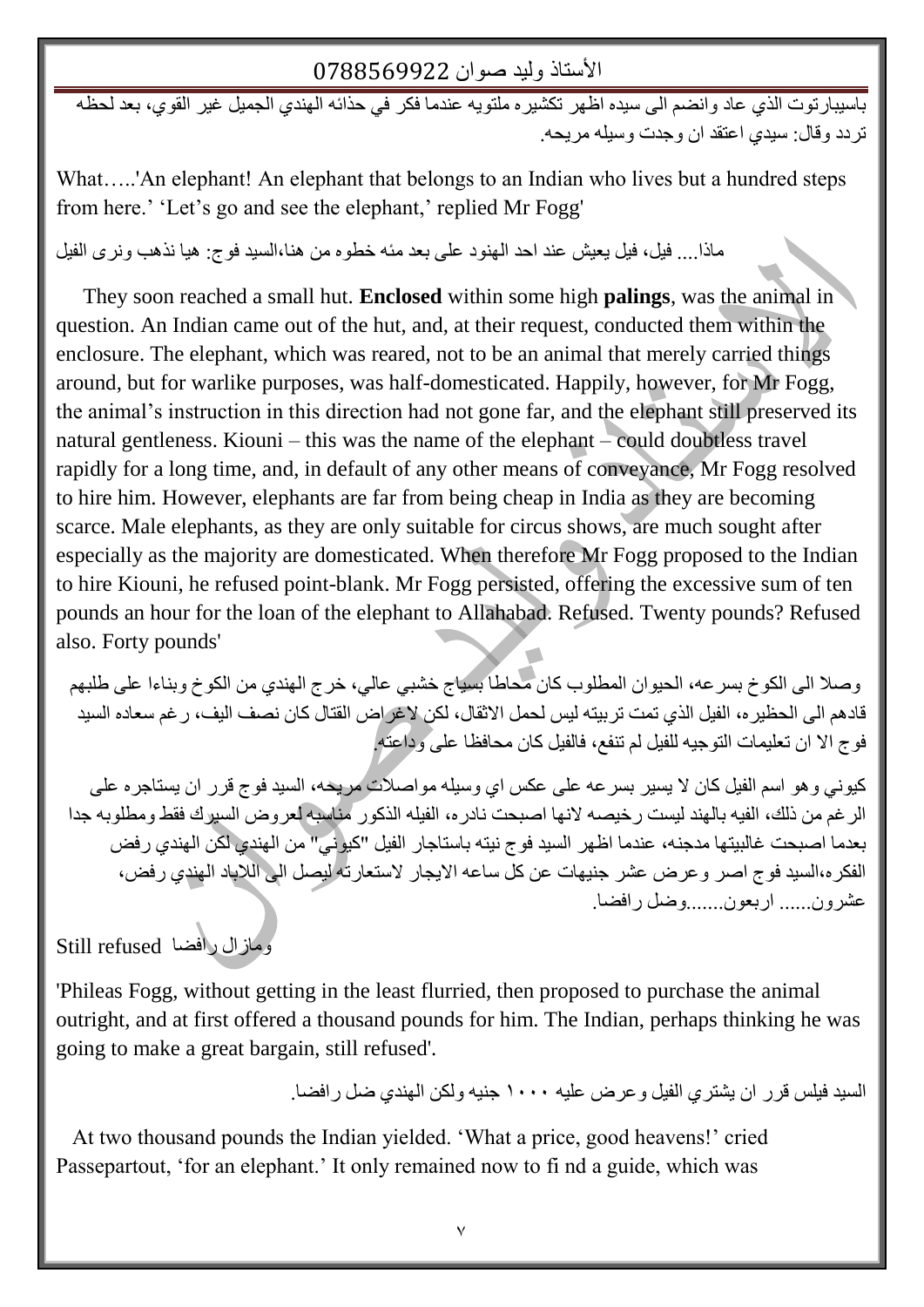باسيبارتوت الذي عاد وانضم الى سيده اظهر تكشيره ملتويه عندما فكر في حذائه الهندي الجميل غير القوي، بعد لحظه تردد وقال: سيدي اعتقد ان وجدت وسيله مريحه.

What…..'An elephant! An elephant that belongs to an Indian who lives but a hundred steps from here.' 'Let's go and see the elephant,' replied Mr Fogg'

ماذا.... فيل، فيل يعيش عند احد الهنود على بعد مئه خطوه من هنا،السيد فوج: هيا نذهب ونرى الفيل

They soon reached a small hut. **Enclosed** within some high **palings**, was the animal in question. An Indian came out of the hut, and, at their request, conducted them within the enclosure. The elephant, which was reared, not to be an animal that merely carried things around, but for warlike purposes, was half-domesticated. Happily, however, for Mr Fogg, the animal's instruction in this direction had not gone far, and the elephant still preserved its natural gentleness. Kiouni – this was the name of the elephant – could doubtless travel rapidly for a long time, and, in default of any other means of conveyance, Mr Fogg resolved to hire him. However, elephants are far from being cheap in India as they are becoming scarce. Male elephants, as they are only suitable for circus shows, are much sought after especially as the majority are domesticated. When therefore Mr Fogg proposed to the Indian to hire Kiouni, he refused point-blank. Mr Fogg persisted, offering the excessive sum of ten pounds an hour for the loan of the elephant to Allahabad. Refused. Twenty pounds? Refused also. Forty pounds'

وصلا الى الكوخ بسرعه، الحيوان المطلوب كان محاطا بسياج خشبي عالي، خرج الهندي من الكوخ وبناءا على طلبهم قادهم الى الحظيره، الفيل الذي تمت تربيته ليس لحمل الاثقال، لكن لاغراض القتال كان نصف اليف، رغم سعاده السيد فوج الا ان تعليمات التوجيه للفيل لم تنفع، فالفيل كان محافظا على وداعته.

كيوني وهو اسم الفيل كان لا يسير بسرعه على عكس اي وسيله مواصلات مريحه، السيد فوج قرر ان يستاجره على الرغم من ذلك، الفيه بالهند ليست رخيصه لانها اصبحت نادره، الفيله الذكور مناسبه لعروض السيرك فقط ومطلوبه جدا بعدما اصبحت غالبيتها مدجنه، عندما اظهر السيد فوج نيته باستاجار الفيل "كيوني" من الهندي لكن الهندي رفض الفكره،السيد فوج اصر وعرض عشر جنيهات عن كل ساعه الايجار لاستعارته ليصل الى اللاباد الهندي رفض، عشرون...... اربعون.......وضل رافضا.

Still refused ومازال رافضا

'Phileas Fogg, without getting in the least flurried, then proposed to purchase the animal outright, and at first offered a thousand pounds for him. The Indian, perhaps thinking he was going to make a great bargain, still refused'.

السيد فيلس قرر ان يشتري الفيل وعرض عليه ١٠٠٠ جنيه ولكن الهندي ضل رافضا.

At two thousand pounds the Indian yielded. 'What a price, good heavens!' cried Passepartout, 'for an elephant.' It only remained now to fi nd a guide, which was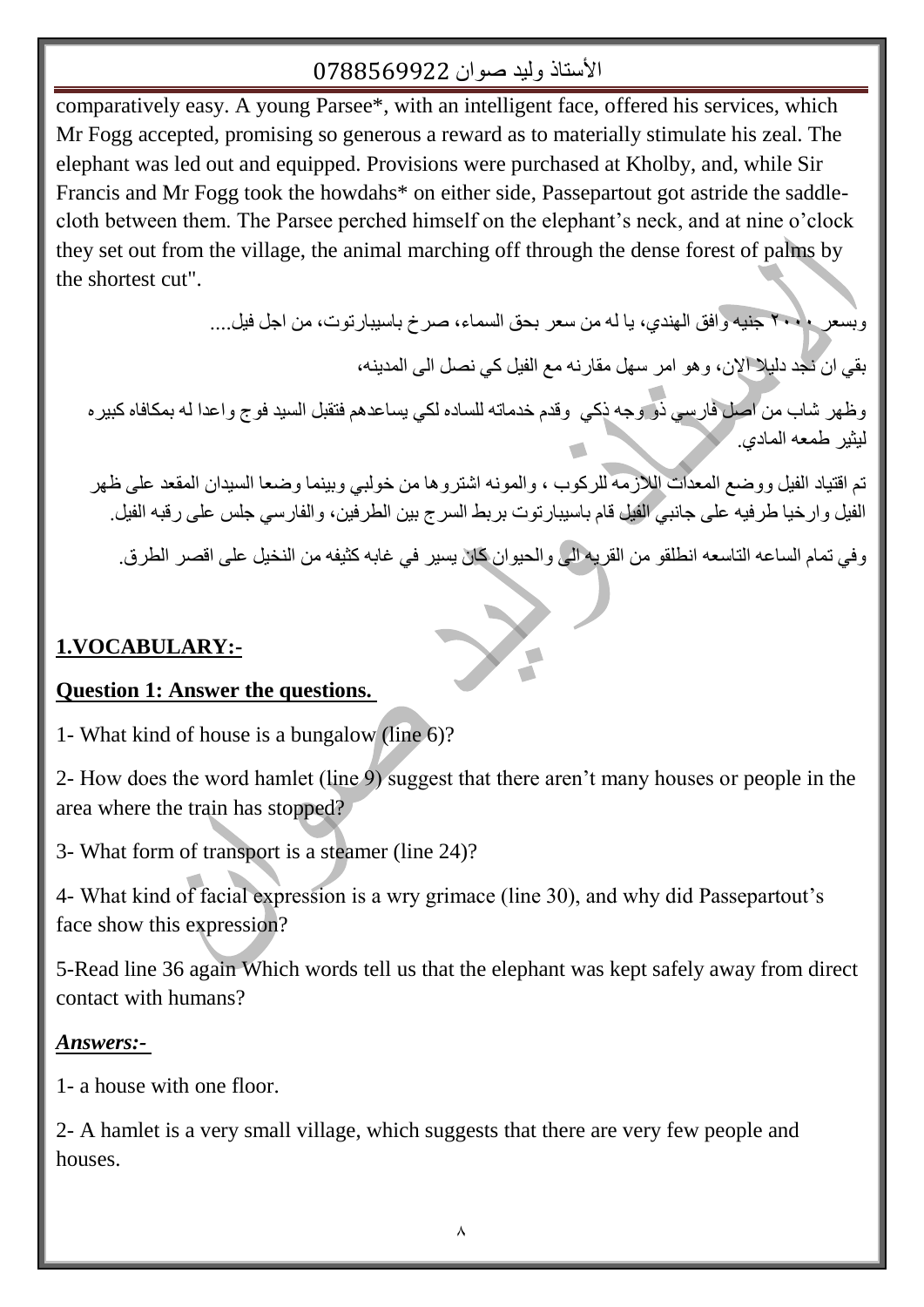comparatively easy. A young Parsee*, with an intelligent face, offered his services, which Mr Fogg accepted, promising so generous a reward as to materially stimulate his zeal. The elephant was led out and equipped. Provisions were purchased at Kholby, and, while Sir Francis and Mr Fogg took the howdahs* on either side, Passepartout got astride the saddle-cloth between them. The Parsee perched himself on the elephant's neck, and at nine o'clock they set out from the village, the animal marching off through the dense forest of palms by the shortest cut".

وبسعر ٢٠٠٠ جنيه وافق الهندي، يا له من سعر بحق السماء، صرخ باسيبارتوت، من اجل فيل....

بقي ان نجد دليلا الان، وهو امر سهل مقارنه مع الفيل كي نصل الى المدينه،

وظهر شاب من اصل فارسي ذو وجه ذكي وقدم خدماته للساده لكي يساعدهم فتقبل السيد فوج واعدا له بمكافاه كبيره ليثير طمعه المادي.

تم اقتياد الفيل ووضع المعدات اللازمه للركوب ، والمونه اشتروها من خولبي وبينما وضعا السيدان المقعد على ظهر الفيل وارخيا طرفيه على جانبي الفيل قام باسيبارتوت بربط السرج بين الطرفين، والفارسي جلس على رقبه الفيل.

وفي تمام الساعه التاسعه انطلقو من القريه الى والحيوان كان يسير في غابه كثيفه من النخيل على اقصر الطرق.

## 1.VOCABULARY:-

### Question 1: Answer the questions.

1- What kind of house is a bungalow (line 6)?

2- How does the word hamlet (line 9) suggest that there aren't many houses or people in the area where the train has stopped?

3- What form of transport is a steamer (line 24)?

4- What kind of facial expression is a wry grimace (line 30), and why did Passepartout's face show this expression?

5-Read line 36 again Which words tell us that the elephant was kept safely away from direct contact with humans?

***Answers:-***

1- a house with one floor.

2- A hamlet is a very small village, which suggests that there are very few people and houses.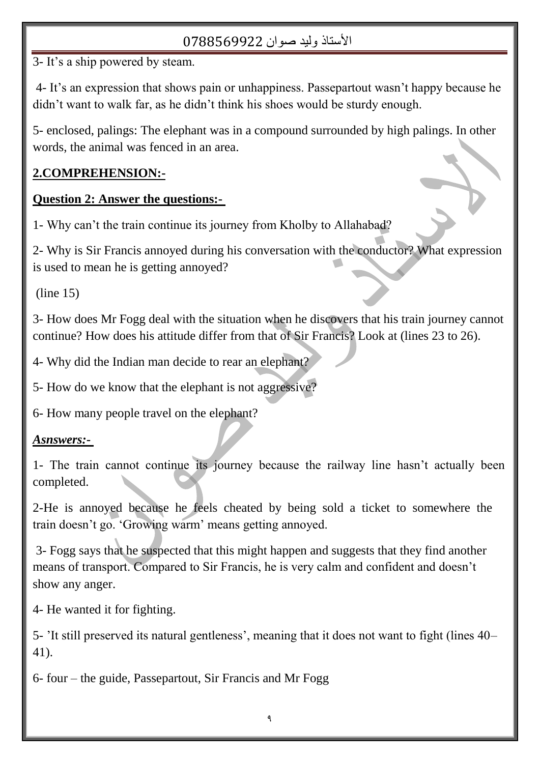3- It's a ship powered by steam.

4- It's an expression that shows pain or unhappiness. Passepartout wasn't happy because he didn't want to walk far, as he didn't think his shoes would be sturdy enough.

5- enclosed, palings: The elephant was in a compound surrounded by high palings. In other words, the animal was fenced in an area.

## 2.COMPREHENSION:-

### Question 2: Answer the questions:-

1- Why can't the train continue its journey from Kholby to Allahabad?

2- Why is Sir Francis annoyed during his conversation with the conductor? What expression is used to mean he is getting annoyed?

(line 15)

3- How does Mr Fogg deal with the situation when he discovers that his train journey cannot continue? How does his attitude differ from that of Sir Francis? Look at (lines 23 to 26).

4- Why did the Indian man decide to rear an elephant?

5- How do we know that the elephant is not aggressive?

6- How many people travel on the elephant?

***Asnswers:-***

1- The train cannot continue its journey because the railway line hasn't actually been completed.

2-He is annoyed because he feels cheated by being sold a ticket to somewhere the train doesn't go. 'Growing warm' means getting annoyed.

3- Fogg says that he suspected that this might happen and suggests that they find another means of transport. Compared to Sir Francis, he is very calm and confident and doesn't show any anger.

4- He wanted it for fighting.

5- 'It still preserved its natural gentleness', meaning that it does not want to fight (lines 40–41).

6- four – the guide, Passepartout, Sir Francis and Mr Fogg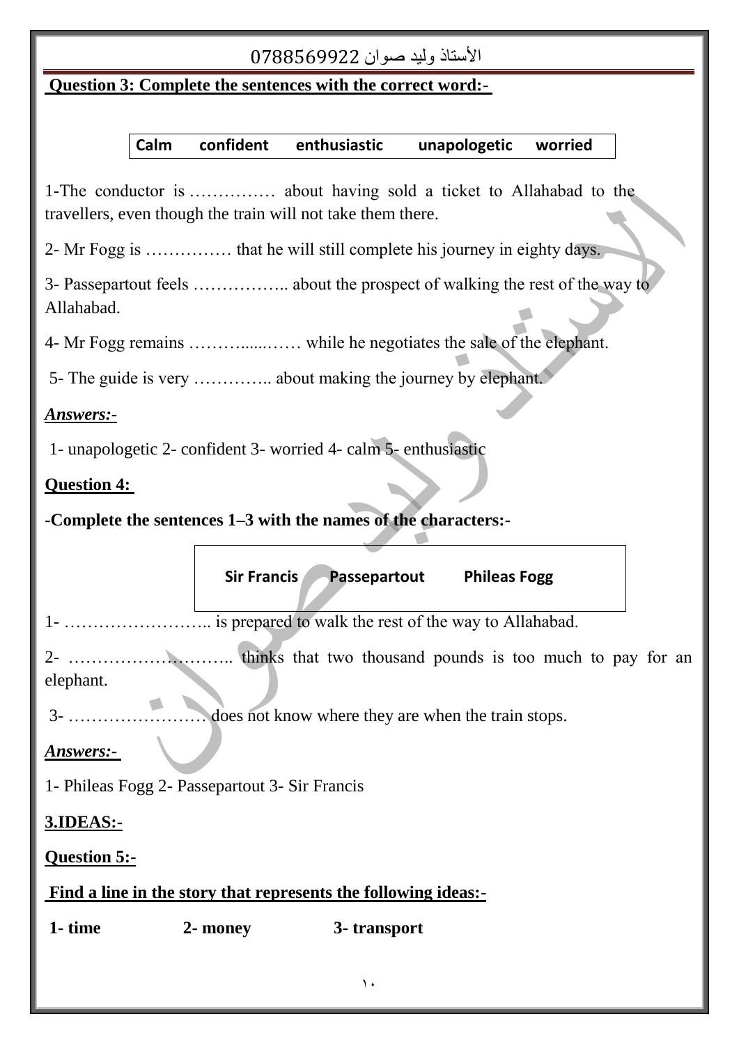**Question 3: Complete the sentences with the correct word:-**

| Calm | confident | enthusiastic | unapologetic | worried |
|---|---|---|---|---|

1-The conductor is …………… about having sold a ticket to Allahabad to the travellers, even though the train will not take them there.

2- Mr Fogg is …………… that he will still complete his journey in eighty days.

3- Passepartout feels …………….. about the prospect of walking the rest of the way to Allahabad.

4- Mr Fogg remains ………......…… while he negotiates the sale of the elephant.

5- The guide is very ………….. about making the journey by elephant.

***Answers:-***

1- unapologetic 2- confident 3- worried 4- calm 5- enthusiastic

**Question 4:**

**-Complete the sentences 1–3 with the names of the characters:-**

| Sir Francis | Passepartout | Phileas Fogg |
|---|---|---|

1- …………………….. is prepared to walk the rest of the way to Allahabad.

2- ……………………….. thinks that two thousand pounds is too much to pay for an elephant.

3- …………………… does not know where they are when the train stops.

***Answers:-***

1- Phileas Fogg 2- Passepartout 3- Sir Francis

**3.IDEAS:-**

**Question 5:-**

**Find a line in the story that represents the following ideas:-**

**1- time 2- money 3- transport**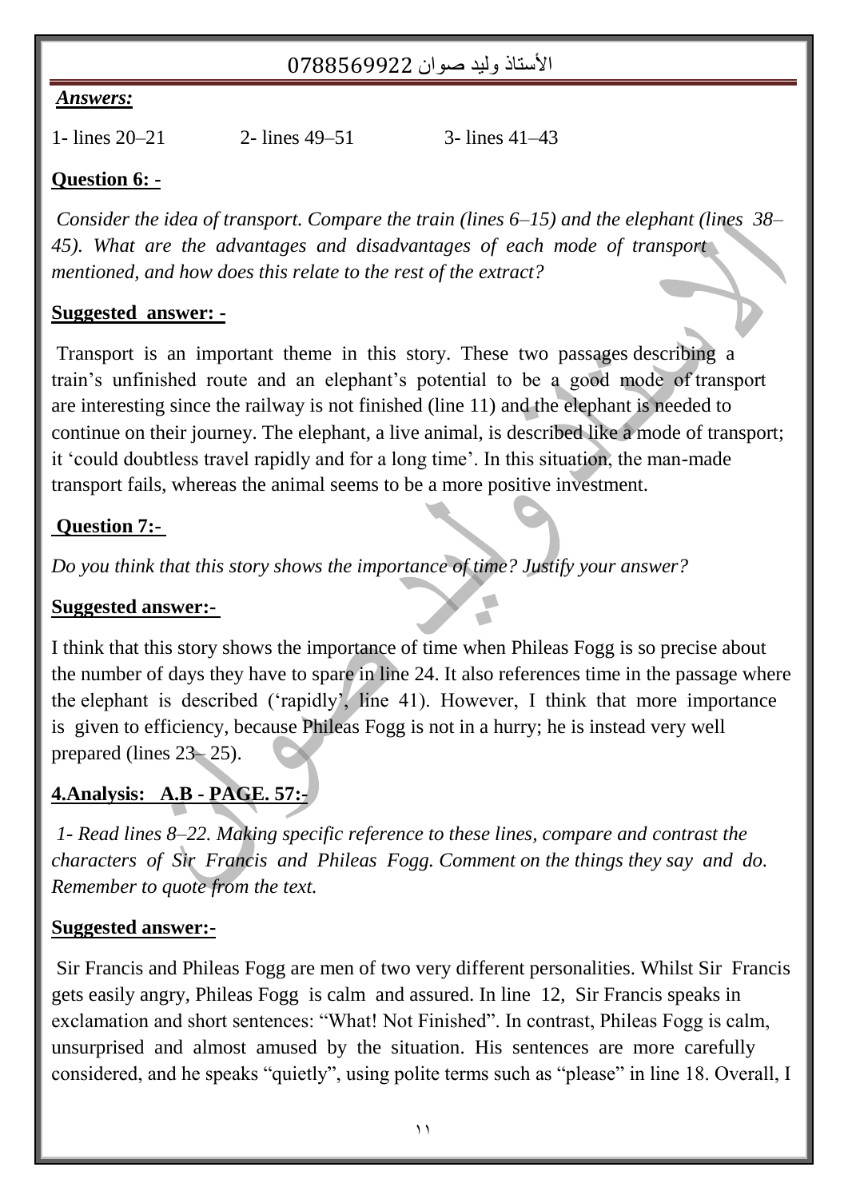***Answers:***

1- lines 20–21　　　2- lines 49–51　　　3- lines 41–43

**Question 6: -**

*Consider the idea of transport. Compare the train (lines 6–15) and the elephant (lines 38–45). What are the advantages and disadvantages of each mode of transport mentioned, and how does this relate to the rest of the extract?*

**Suggested answer: -**

Transport is an important theme in this story. These two passages describing a train's unfinished route and an elephant's potential to be a good mode of transport are interesting since the railway is not finished (line 11) and the elephant is needed to continue on their journey. The elephant, a live animal, is described like a mode of transport; it 'could doubtless travel rapidly and for a long time'. In this situation, the man-made transport fails, whereas the animal seems to be a more positive investment.

**Question 7:-**

*Do you think that this story shows the importance of time? Justify your answer?*

**Suggested answer:-**

I think that this story shows the importance of time when Phileas Fogg is so precise about the number of days they have to spare in line 24. It also references time in the passage where the elephant is described ('rapidly', line 41). However, I think that more importance is given to efficiency, because Phileas Fogg is not in a hurry; he is instead very well prepared (lines 23– 25).

**4.Analysis: A.B - PAGE. 57:-**

*1- Read lines 8–22. Making specific reference to these lines, compare and contrast the characters of Sir Francis and Phileas Fogg. Comment on the things they say and do. Remember to quote from the text.*

**Suggested answer:-**

Sir Francis and Phileas Fogg are men of two very different personalities. Whilst Sir Francis gets easily angry, Phileas Fogg is calm and assured. In line 12, Sir Francis speaks in exclamation and short sentences: "What! Not Finished". In contrast, Phileas Fogg is calm, unsurprised and almost amused by the situation. His sentences are more carefully considered, and he speaks "quietly", using polite terms such as "please" in line 18. Overall, I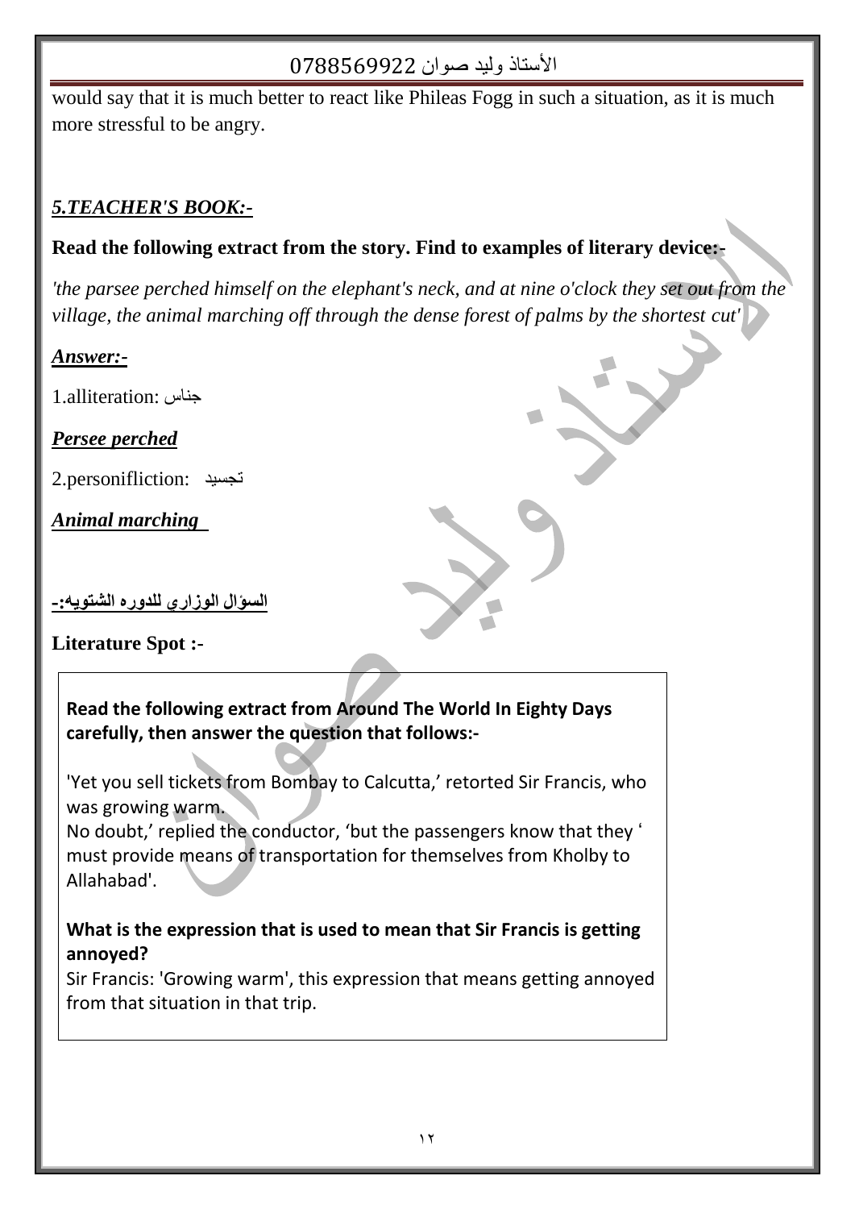would say that it is much better to react like Phileas Fogg in such a situation, as it is much more stressful to be angry.

## *5.TEACHER'S BOOK:-*

**Read the following extract from the story. Find to examples of literary device:-**

*'the parsee perched himself on the elephant's neck, and at nine o'clock they set out from the village, the animal marching off through the dense forest of palms by the shortest cut'*

***Answer:-***

1.alliteration: جناس

***Persee perched***

2.personifliction: تجسيد

***Animal marching***

**السؤال الوزاري للدوره الشتويه:-**

**Literature Spot :-**

**Read the following extract from Around The World In Eighty Days carefully, then answer the question that follows:-**

'Yet you sell tickets from Bombay to Calcutta,' retorted Sir Francis, who was growing warm.
No doubt,' replied the conductor, 'but the passengers know that they ' must provide means of transportation for themselves from Kholby to Allahabad'.

**What is the expression that is used to mean that Sir Francis is getting annoyed?**
Sir Francis: 'Growing warm', this expression that means getting annoyed from that situation in that trip.